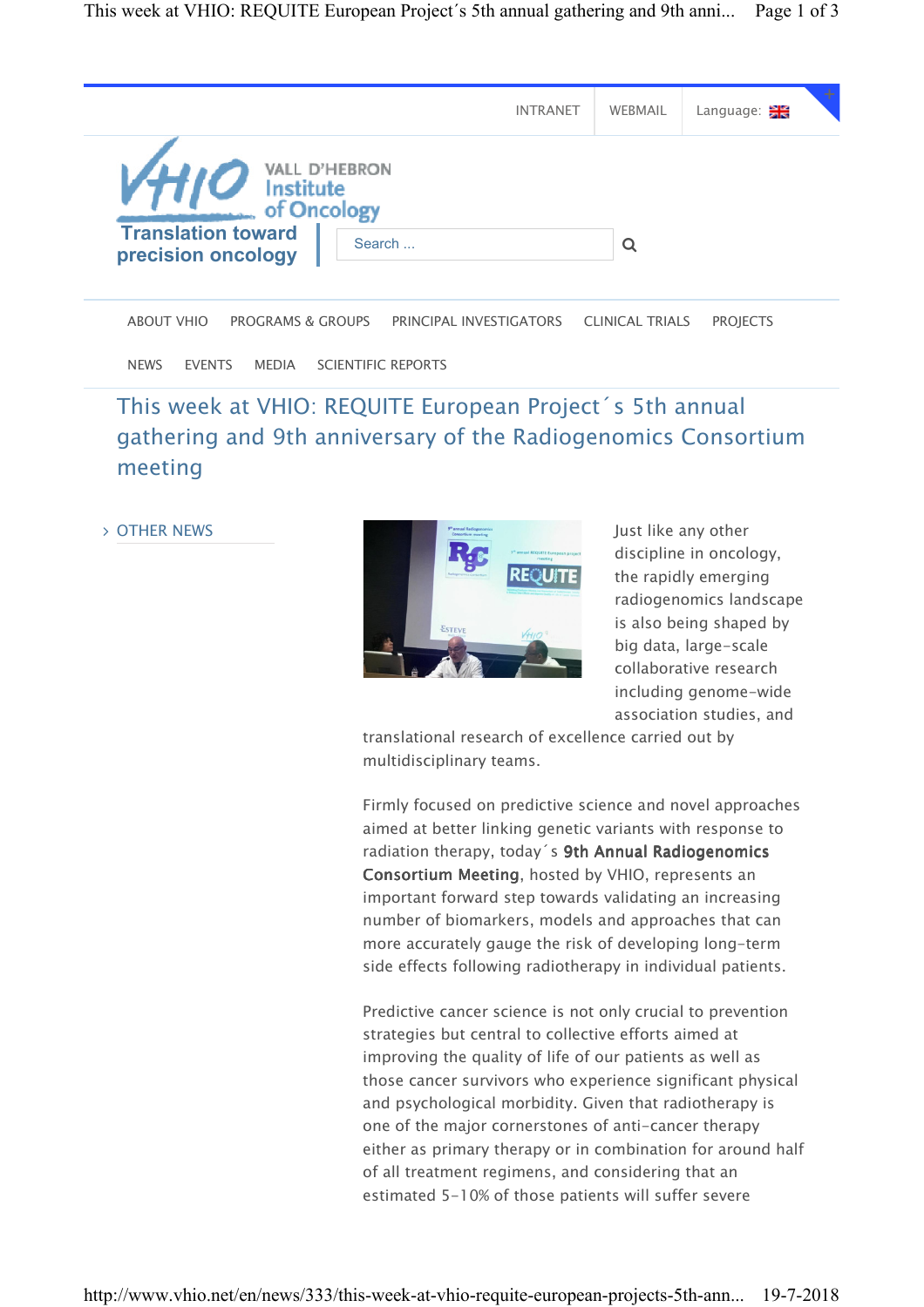INTRANET | WEBMAIL | Language:

VHIO VALL D'HEBRON Institute of Oncology

Translation toward precision oncology

Search ...

ABOUT VHIO PROGRAMS & GROUPS PRINCIPAL INVESTIGATORS CLINICAL TRIALS PROJECTS NEWS EVENTS MEDIA SCIENTIFIC REPORTS

# This week at VHIO: REQUITE European Project´s 5th annual gathering and 9th anniversary of the Radiogenomics Consortium meeting

› OTHER NEWS

Just like any other discipline in oncology, the rapidly emerging radiogenomics landscape is also being shaped by big data, large-scale collaborative research including genome-wide association studies, and translational research of excellence carried out by multidisciplinary teams.

Firmly focused on predictive science and novel approaches aimed at better linking genetic variants with response to radiation therapy, today´s **9th Annual Radiogenomics Consortium Meeting**, hosted by VHIO, represents an important forward step towards validating an increasing number of biomarkers, models and approaches that can more accurately gauge the risk of developing long-term side effects following radiotherapy in individual patients.

Predictive cancer science is not only crucial to prevention strategies but central to collective efforts aimed at improving the quality of life of our patients as well as those cancer survivors who experience significant physical and psychological morbidity. Given that radiotherapy is one of the major cornerstones of anti-cancer therapy either as primary therapy or in combination for around half of all treatment regimens, and considering that an estimated 5-10% of those patients will suffer severe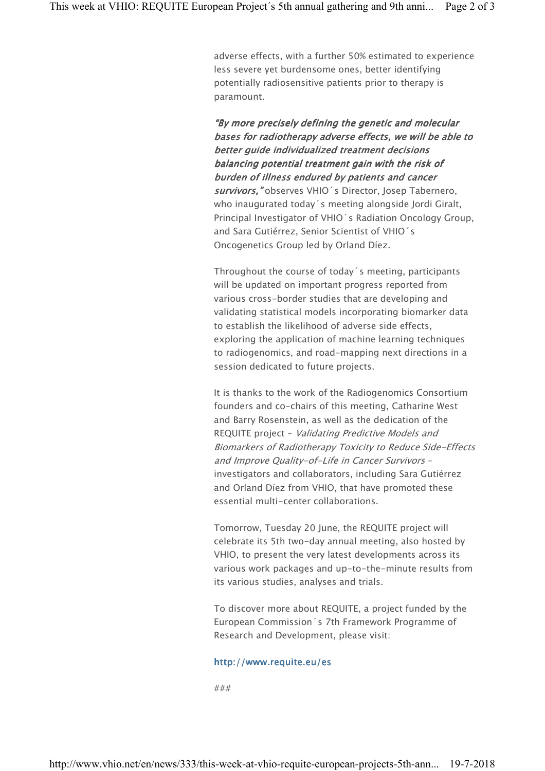adverse effects, with a further 50% estimated to experience less severe yet burdensome ones, better identifying potentially radiosensitive patients prior to therapy is paramount.

***"By more precisely defining the genetic and molecular bases for radiotherapy adverse effects, we will be able to better guide individualized treatment decisions balancing potential treatment gain with the risk of burden of illness endured by patients and cancer survivors,"*** observes VHIO´s Director, Josep Tabernero, who inaugurated today´s meeting alongside Jordi Giralt, Principal Investigator of VHIO´s Radiation Oncology Group, and Sara Gutiérrez, Senior Scientist of VHIO´s Oncogenetics Group led by Orland Díez.

Throughout the course of today´s meeting, participants will be updated on important progress reported from various cross-border studies that are developing and validating statistical models incorporating biomarker data to establish the likelihood of adverse side effects, exploring the application of machine learning techniques to radiogenomics, and road-mapping next directions in a session dedicated to future projects.

It is thanks to the work of the Radiogenomics Consortium founders and co-chairs of this meeting, Catharine West and Barry Rosenstein, as well as the dedication of the REQUITE project – *Validating Predictive Models and Biomarkers of Radiotherapy Toxicity to Reduce Side-Effects and Improve Quality-of-Life in Cancer Survivors* – investigators and collaborators, including Sara Gutiérrez and Orland Díez from VHIO, that have promoted these essential multi-center collaborations.

Tomorrow, Tuesday 20 June, the REQUITE project will celebrate its 5th two-day annual meeting, also hosted by VHIO, to present the very latest developments across its various work packages and up-to-the-minute results from its various studies, analyses and trials.

To discover more about REQUITE, a project funded by the European Commission´s 7th Framework Programme of Research and Development, please visit:

http://www.requite.eu/es

###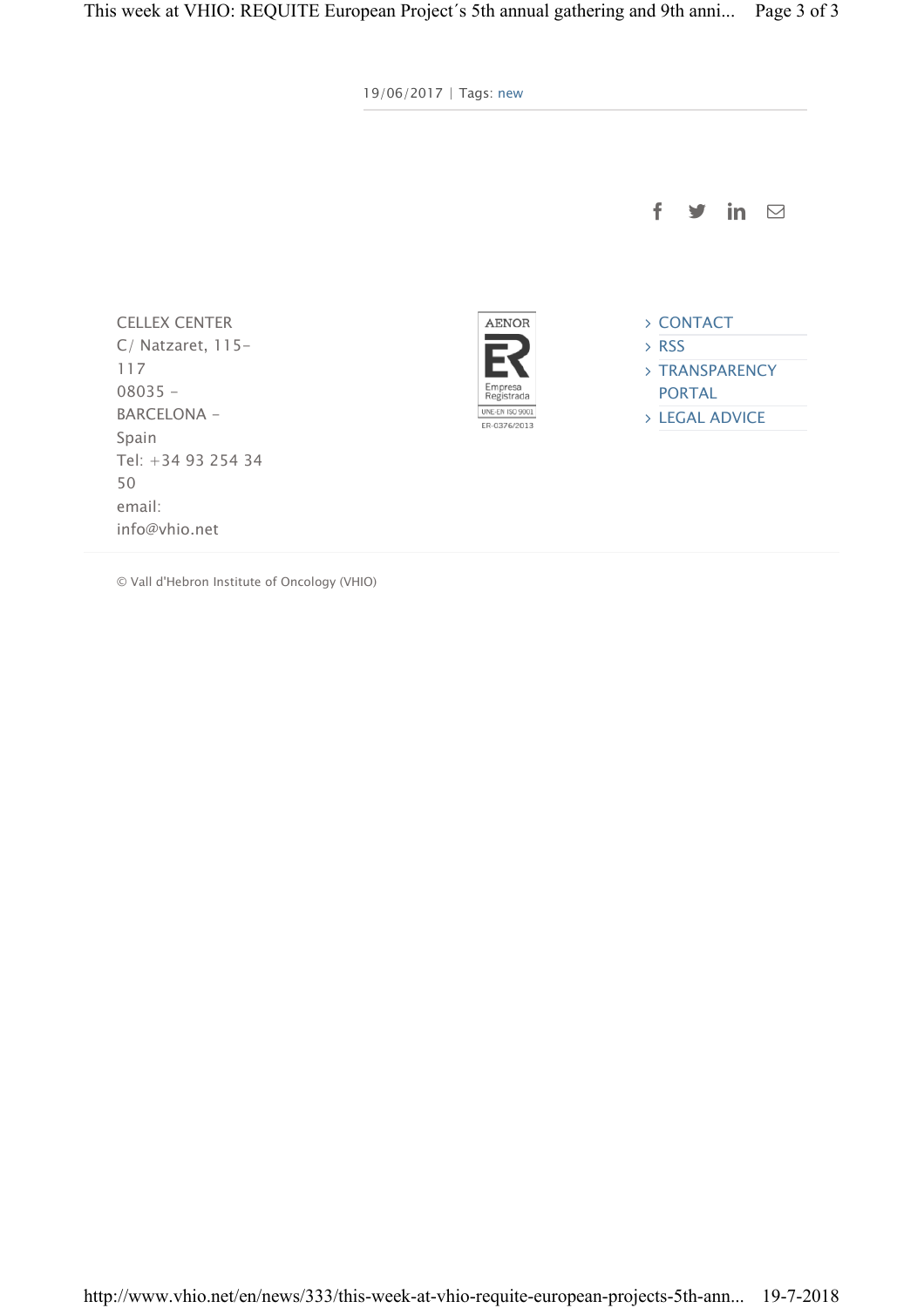19/06/2017 | Tags: new

CELLEX CENTER
C/ Natzaret, 115-117
08035 - BARCELONA - Spain
Tel: +34 93 254 34 50
email: info@vhio.net

AENOR
ER
Empresa Registrada
UNE-EN ISO 9001
ER-0376/2013

- CONTACT
- RSS
- TRANSPARENCY PORTAL
- LEGAL ADVICE

© Vall d'Hebron Institute of Oncology (VHIO)